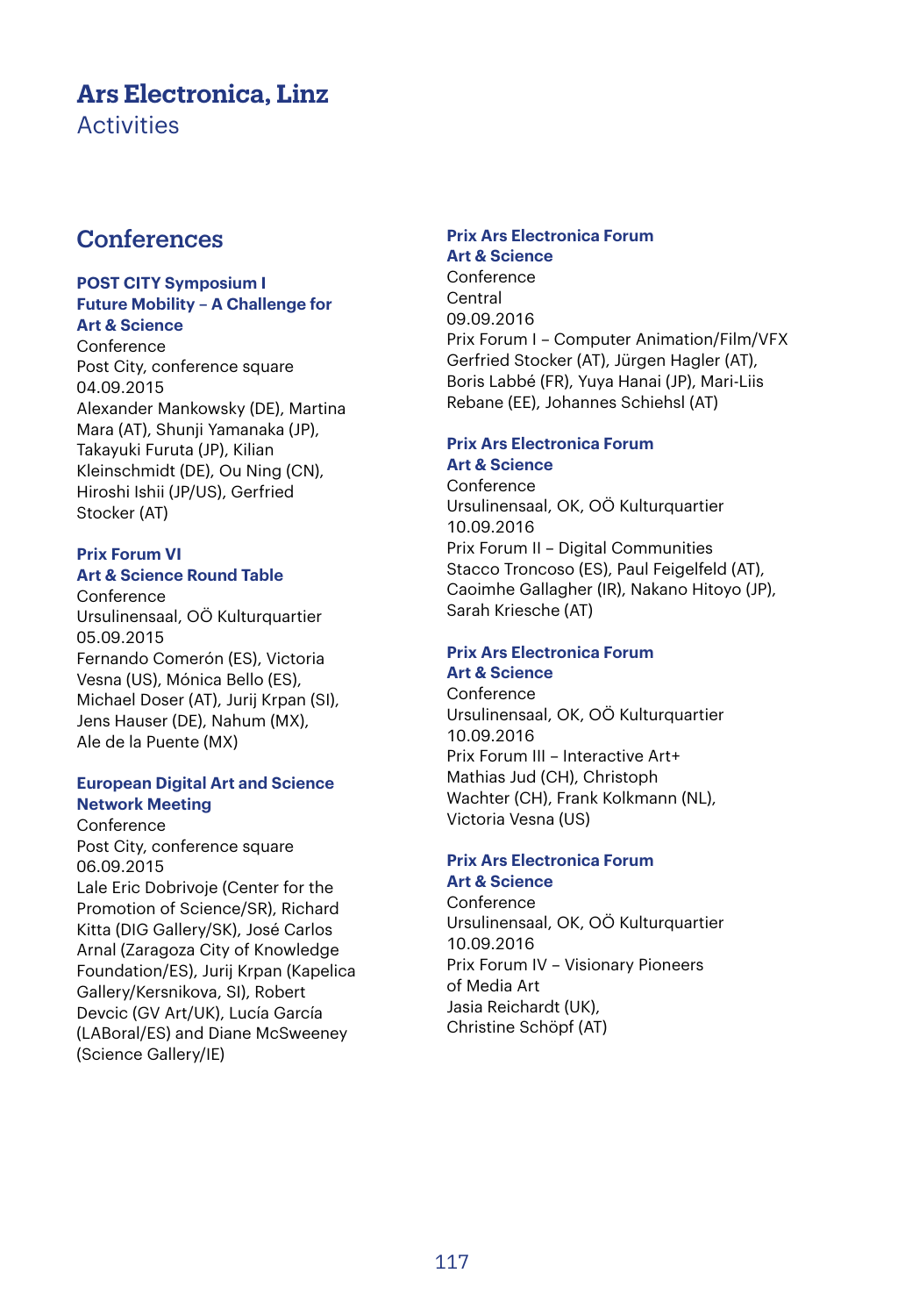# Ars Electronica, Linz

Activities

## Conferences

**POST CITY Symposium I**
**Future Mobility – A Challenge for Art & Science**
Conference
Post City, conference square
04.09.2015
Alexander Mankowsky (DE), Martina Mara (AT), Shunji Yamanaka (JP), Takayuki Furuta (JP), Kilian Kleinschmidt (DE), Ou Ning (CN), Hiroshi Ishii (JP/US), Gerfried Stocker (AT)

**Prix Forum VI**
**Art & Science Round Table**
Conference
Ursulinensaal, OÖ Kulturquartier
05.09.2015
Fernando Comerón (ES), Victoria Vesna (US), Mónica Bello (ES), Michael Doser (AT), Jurij Krpan (SI), Jens Hauser (DE), Nahum (MX), Ale de la Puente (MX)

**European Digital Art and Science Network Meeting**
Conference
Post City, conference square
06.09.2015
Lale Eric Dobrivoje (Center for the Promotion of Science/SR), Richard Kitta (DIG Gallery/SK), José Carlos Arnal (Zaragoza City of Knowledge Foundation/ES), Jurij Krpan (Kapelica Gallery/Kersnikova, SI), Robert Devcic (GV Art/UK), Lucía García (LABoral/ES) and Diane McSweeney (Science Gallery/IE)

**Prix Ars Electronica Forum**
**Art & Science**
Conference
Central
09.09.2016
Prix Forum I – Computer Animation/Film/VFX
Gerfried Stocker (AT), Jürgen Hagler (AT), Boris Labbé (FR), Yuya Hanai (JP), Mari-Liis Rebane (EE), Johannes Schiehsl (AT)

**Prix Ars Electronica Forum**
**Art & Science**
Conference
Ursulinensaal, OK, OÖ Kulturquartier
10.09.2016
Prix Forum II – Digital Communities
Stacco Troncoso (ES), Paul Feigelfeld (AT), Caoimhe Gallagher (IR), Nakano Hitoyo (JP), Sarah Kriesche (AT)

**Prix Ars Electronica Forum**
**Art & Science**
Conference
Ursulinensaal, OK, OÖ Kulturquartier
10.09.2016
Prix Forum III – Interactive Art+
Mathias Jud (CH), Christoph Wachter (CH), Frank Kolkmann (NL), Victoria Vesna (US)

**Prix Ars Electronica Forum**
**Art & Science**
Conference
Ursulinensaal, OK, OÖ Kulturquartier
10.09.2016
Prix Forum IV – Visionary Pioneers of Media Art
Jasia Reichardt (UK), Christine Schöpf (AT)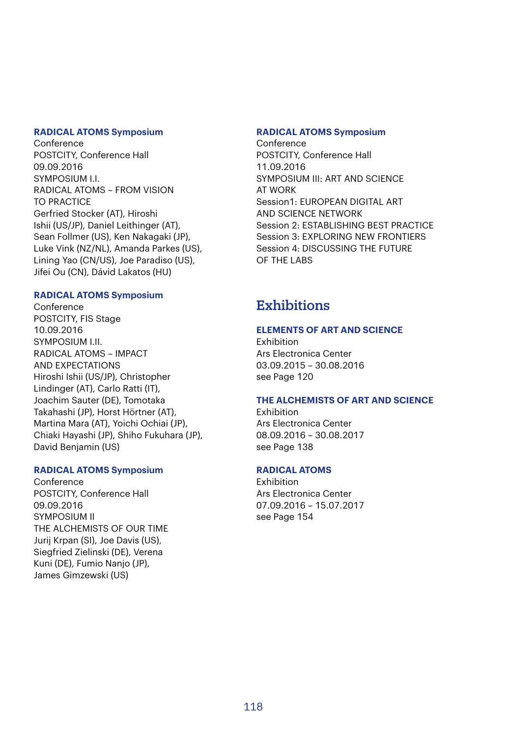**RADICAL ATOMS Symposium**
Conference
POSTCITY, Conference Hall
09.09.2016
SYMPOSIUM I.I.
RADICAL ATOMS – FROM VISION TO PRACTICE
Gerfried Stocker (AT), Hiroshi Ishii (US/JP), Daniel Leithinger (AT), Sean Follmer (US), Ken Nakagaki (JP), Luke Vink (NZ/NL), Amanda Parkes (US), Lining Yao (CN/US), Joe Paradiso (US), Jifei Ou (CN), Dávid Lakatos (HU)

**RADICAL ATOMS Symposium**
Conference
POSTCITY, FIS Stage
10.09.2016
SYMPOSIUM I.II.
RADICAL ATOMS – IMPACT AND EXPECTATIONS
Hiroshi Ishii (US/JP), Christopher Lindinger (AT), Carlo Ratti (IT), Joachim Sauter (DE), Tomotaka Takahashi (JP), Horst Hörtner (AT), Martina Mara (AT), Yoichi Ochiai (JP), Chiaki Hayashi (JP), Shiho Fukuhara (JP), David Benjamin (US)

**RADICAL ATOMS Symposium**
Conference
POSTCITY, Conference Hall
09.09.2016
SYMPOSIUM II
THE ALCHEMISTS OF OUR TIME
Jurij Krpan (SI), Joe Davis (US), Siegfried Zielinski (DE), Verena Kuni (DE), Fumio Nanjo (JP), James Gimzewski (US)

**RADICAL ATOMS Symposium**
Conference
POSTCITY, Conference Hall
11.09.2016
SYMPOSIUM III: ART AND SCIENCE AT WORK
Session1: EUROPEAN DIGITAL ART AND SCIENCE NETWORK
Session 2: ESTABLISHING BEST PRACTICE
Session 3: EXPLORING NEW FRONTIERS
Session 4: DISCUSSING THE FUTURE OF THE LABS

## Exhibitions

**ELEMENTS OF ART AND SCIENCE**
Exhibition
Ars Electronica Center
03.09.2015 – 30.08.2016
see Page 120

**THE ALCHEMISTS OF ART AND SCIENCE**
Exhibition
Ars Electronica Center
08.09.2016 – 30.08.2017
see Page 138

**RADICAL ATOMS**
Exhibition
Ars Electronica Center
07.09.2016 – 15.07.2017
see Page 154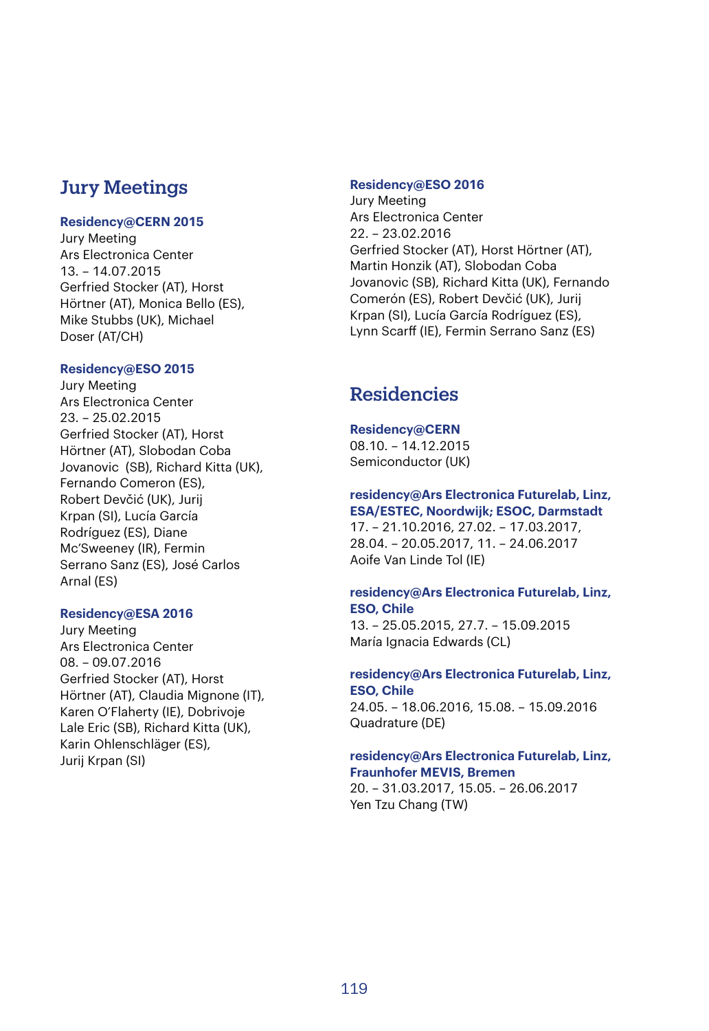## Jury Meetings

**Residency@CERN 2015**
Jury Meeting
Ars Electronica Center
13. – 14.07.2015
Gerfried Stocker (AT), Horst Hörtner (AT), Monica Bello (ES), Mike Stubbs (UK), Michael Doser (AT/CH)

**Residency@ESO 2015**
Jury Meeting
Ars Electronica Center
23. – 25.02.2015
Gerfried Stocker (AT), Horst Hörtner (AT), Slobodan Coba Jovanovic  (SB), Richard Kitta (UK), Fernando Comeron (ES), Robert Devčić (UK), Jurij Krpan (SI), Lucía García Rodríguez (ES), Diane Mc'Sweeney (IR), Fermin Serrano Sanz (ES), José Carlos Arnal (ES)

**Residency@ESA 2016**
Jury Meeting
Ars Electronica Center
08. – 09.07.2016
Gerfried Stocker (AT), Horst Hörtner (AT), Claudia Mignone (IT), Karen O'Flaherty (IE), Dobrivoje Lale Eric (SB), Richard Kitta (UK), Karin Ohlenschläger (ES), Jurij Krpan (SI)

**Residency@ESO 2016**
Jury Meeting
Ars Electronica Center
22. – 23.02.2016
Gerfried Stocker (AT), Horst Hörtner (AT), Martin Honzik (AT), Slobodan Coba Jovanovic (SB), Richard Kitta (UK), Fernando Comerón (ES), Robert Devčić (UK), Jurij Krpan (SI), Lucía García Rodríguez (ES), Lynn Scarff (IE), Fermin Serrano Sanz (ES)

## Residencies

**Residency@CERN**
08.10. – 14.12.2015
Semiconductor (UK)

**residency@Ars Electronica Futurelab, Linz, ESA/ESTEC, Noordwijk; ESOC, Darmstadt**
17. – 21.10.2016, 27.02. – 17.03.2017, 28.04. – 20.05.2017, 11. – 24.06.2017
Aoife Van Linde Tol (IE)

**residency@Ars Electronica Futurelab, Linz, ESO, Chile**
13. – 25.05.2015, 27.7. – 15.09.2015
María Ignacia Edwards (CL)

**residency@Ars Electronica Futurelab, Linz, ESO, Chile**
24.05. – 18.06.2016, 15.08. – 15.09.2016
Quadrature (DE)

**residency@Ars Electronica Futurelab, Linz, Fraunhofer MEVIS, Bremen**
20. – 31.03.2017, 15.05. – 26.06.2017
Yen Tzu Chang (TW)